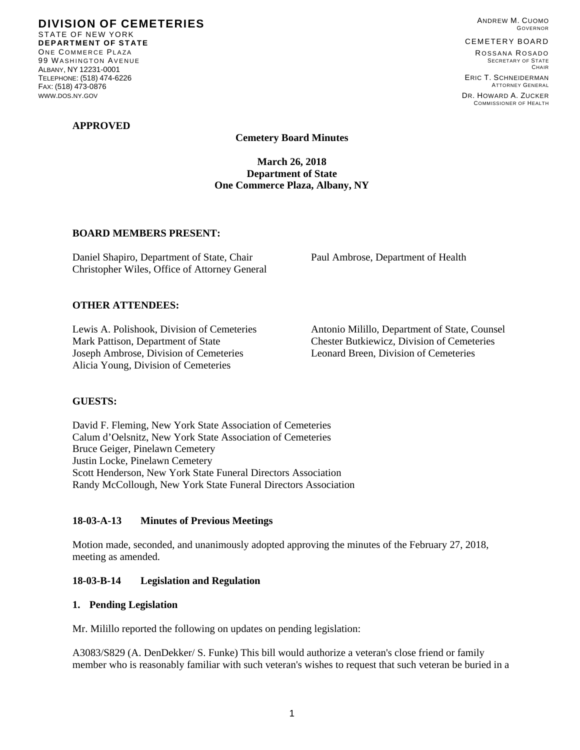**DIVISION OF CEMETERIES**
STATE OF NEW YORK
**DEPARTMENT OF STATE**
ONE COMMERCE PLAZA
99 WASHINGTON AVENUE
ALBANY, NY 12231-0001
TELEPHONE: (518) 474-6226
FAX: (518) 473-0876
WWW.DOS.NY.GOV

ANDREW M. CUOMO
GOVERNOR

CEMETERY BOARD

ROSSANA ROSADO
SECRETARY OF STATE
CHAIR

ERIC T. SCHNEIDERMAN
ATTORNEY GENERAL

DR. HOWARD A. ZUCKER
COMMISSIONER OF HEALTH

**APPROVED**

**Cemetery Board Minutes**

**March 26, 2018**
**Department of State**
**One Commerce Plaza, Albany, NY**

**BOARD MEMBERS PRESENT:**

Daniel Shapiro, Department of State, Chair
Christopher Wiles, Office of Attorney General
Paul Ambrose, Department of Health

**OTHER ATTENDEES:**

Lewis A. Polishook, Division of Cemeteries
Mark Pattison, Department of State
Joseph Ambrose, Division of Cemeteries
Alicia Young, Division of Cemeteries
Antonio Milillo, Department of State, Counsel
Chester Butkiewicz, Division of Cemeteries
Leonard Breen, Division of Cemeteries

**GUESTS:**

David F. Fleming, New York State Association of Cemeteries
Calum d'Oelsnitz, New York State Association of Cemeteries
Bruce Geiger, Pinelawn Cemetery
Justin Locke, Pinelawn Cemetery
Scott Henderson, New York State Funeral Directors Association
Randy McCollough, New York State Funeral Directors Association

**18-03-A-13 Minutes of Previous Meetings**

Motion made, seconded, and unanimously adopted approving the minutes of the February 27, 2018, meeting as amended.

**18-03-B-14 Legislation and Regulation**

**1. Pending Legislation**

Mr. Milillo reported the following on updates on pending legislation:

A3083/S829 (A. DenDekker/ S. Funke) This bill would authorize a veteran's close friend or family member who is reasonably familiar with such veteran's wishes to request that such veteran be buried in a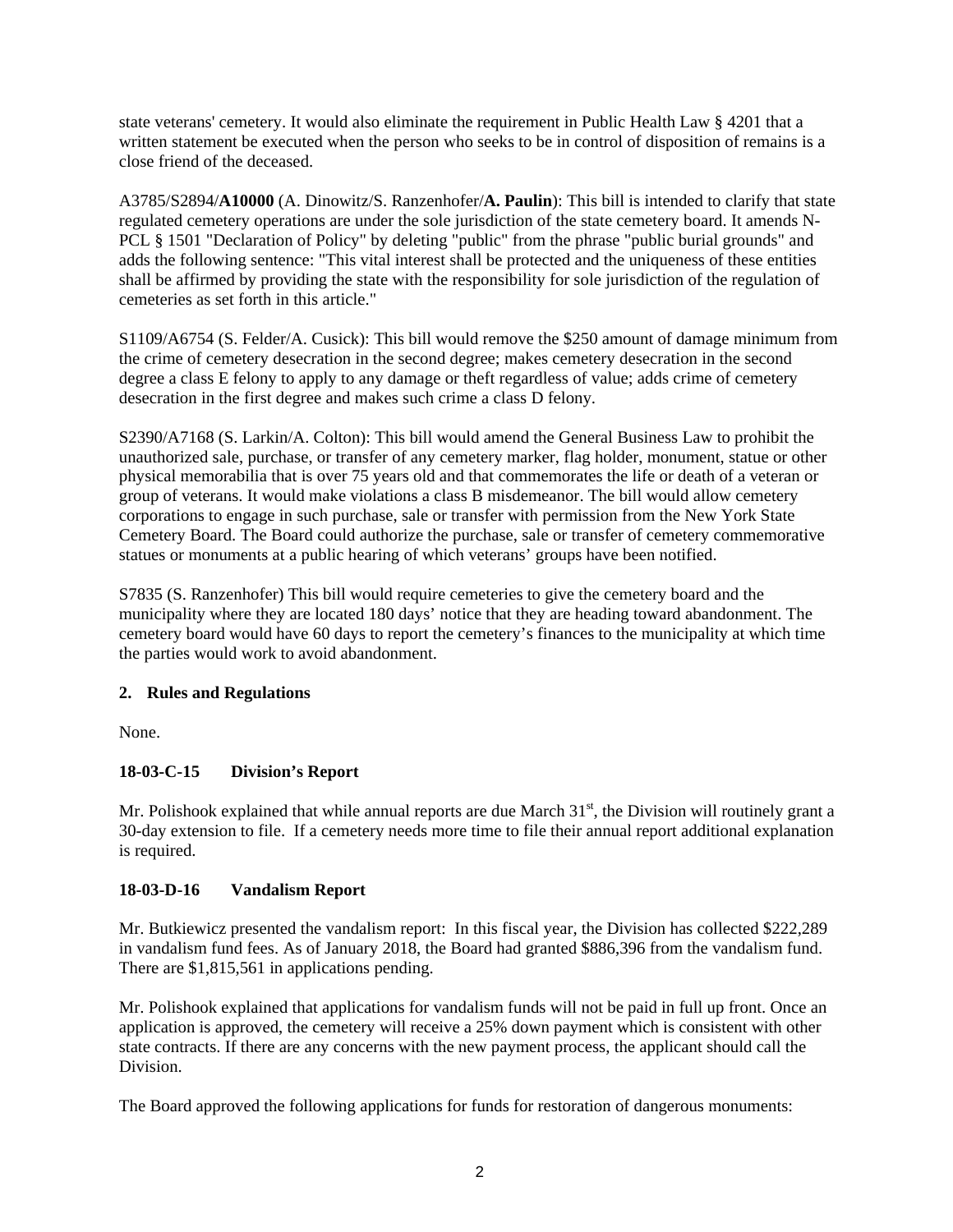state veterans' cemetery. It would also eliminate the requirement in Public Health Law § 4201 that a written statement be executed when the person who seeks to be in control of disposition of remains is a close friend of the deceased.

A3785/S2894/**A10000** (A. Dinowitz/S. Ranzenhofer/**A. Paulin**): This bill is intended to clarify that state regulated cemetery operations are under the sole jurisdiction of the state cemetery board. It amends N-PCL § 1501 "Declaration of Policy" by deleting "public" from the phrase "public burial grounds" and adds the following sentence: "This vital interest shall be protected and the uniqueness of these entities shall be affirmed by providing the state with the responsibility for sole jurisdiction of the regulation of cemeteries as set forth in this article."

S1109/A6754 (S. Felder/A. Cusick): This bill would remove the $250 amount of damage minimum from the crime of cemetery desecration in the second degree; makes cemetery desecration in the second degree a class E felony to apply to any damage or theft regardless of value; adds crime of cemetery desecration in the first degree and makes such crime a class D felony.

S2390/A7168 (S. Larkin/A. Colton): This bill would amend the General Business Law to prohibit the unauthorized sale, purchase, or transfer of any cemetery marker, flag holder, monument, statue or other physical memorabilia that is over 75 years old and that commemorates the life or death of a veteran or group of veterans. It would make violations a class B misdemeanor. The bill would allow cemetery corporations to engage in such purchase, sale or transfer with permission from the New York State Cemetery Board. The Board could authorize the purchase, sale or transfer of cemetery commemorative statues or monuments at a public hearing of which veterans' groups have been notified.

S7835 (S. Ranzenhofer) This bill would require cemeteries to give the cemetery board and the municipality where they are located 180 days' notice that they are heading toward abandonment. The cemetery board would have 60 days to report the cemetery's finances to the municipality at which time the parties would work to avoid abandonment.

**2. Rules and Regulations**

None.

**18-03-C-15 Division's Report**

Mr. Polishook explained that while annual reports are due March 31st, the Division will routinely grant a 30-day extension to file. If a cemetery needs more time to file their annual report additional explanation is required.

**18-03-D-16 Vandalism Report**

Mr. Butkiewicz presented the vandalism report: In this fiscal year, the Division has collected $222,289 in vandalism fund fees. As of January 2018, the Board had granted $886,396 from the vandalism fund. There are $1,815,561 in applications pending.

Mr. Polishook explained that applications for vandalism funds will not be paid in full up front. Once an application is approved, the cemetery will receive a 25% down payment which is consistent with other state contracts. If there are any concerns with the new payment process, the applicant should call the Division.

The Board approved the following applications for funds for restoration of dangerous monuments: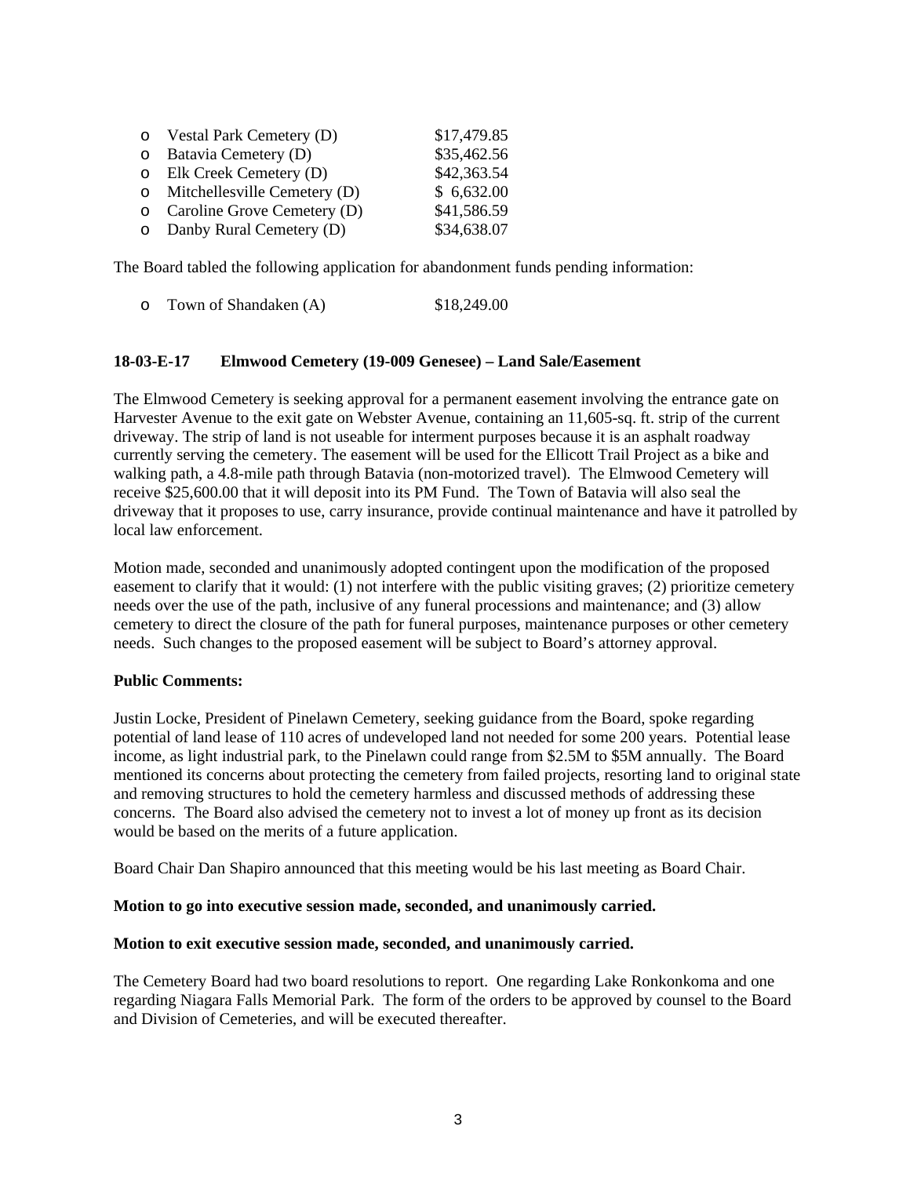- Vestal Park Cemetery (D) $17,479.85
- Batavia Cemetery (D) $35,462.56
- Elk Creek Cemetery (D) $42,363.54
- Mitchellesville Cemetery (D) $ 6,632.00
- Caroline Grove Cemetery (D) $41,586.59
- Danby Rural Cemetery (D) $34,638.07

The Board tabled the following application for abandonment funds pending information:

- Town of Shandaken (A) $18,249.00

**18-03-E-17 Elmwood Cemetery (19-009 Genesee) – Land Sale/Easement**

The Elmwood Cemetery is seeking approval for a permanent easement involving the entrance gate on Harvester Avenue to the exit gate on Webster Avenue, containing an 11,605-sq. ft. strip of the current driveway. The strip of land is not useable for interment purposes because it is an asphalt roadway currently serving the cemetery. The easement will be used for the Ellicott Trail Project as a bike and walking path, a 4.8-mile path through Batavia (non-motorized travel). The Elmwood Cemetery will receive $25,600.00 that it will deposit into its PM Fund. The Town of Batavia will also seal the driveway that it proposes to use, carry insurance, provide continual maintenance and have it patrolled by local law enforcement.

Motion made, seconded and unanimously adopted contingent upon the modification of the proposed easement to clarify that it would: (1) not interfere with the public visiting graves; (2) prioritize cemetery needs over the use of the path, inclusive of any funeral processions and maintenance; and (3) allow cemetery to direct the closure of the path for funeral purposes, maintenance purposes or other cemetery needs. Such changes to the proposed easement will be subject to Board's attorney approval.

**Public Comments:**

Justin Locke, President of Pinelawn Cemetery, seeking guidance from the Board, spoke regarding potential of land lease of 110 acres of undeveloped land not needed for some 200 years. Potential lease income, as light industrial park, to the Pinelawn could range from $2.5M to $5M annually. The Board mentioned its concerns about protecting the cemetery from failed projects, resorting land to original state and removing structures to hold the cemetery harmless and discussed methods of addressing these concerns. The Board also advised the cemetery not to invest a lot of money up front as its decision would be based on the merits of a future application.

Board Chair Dan Shapiro announced that this meeting would be his last meeting as Board Chair.

**Motion to go into executive session made, seconded, and unanimously carried.**

**Motion to exit executive session made, seconded, and unanimously carried.**

The Cemetery Board had two board resolutions to report. One regarding Lake Ronkonkoma and one regarding Niagara Falls Memorial Park. The form of the orders to be approved by counsel to the Board and Division of Cemeteries, and will be executed thereafter.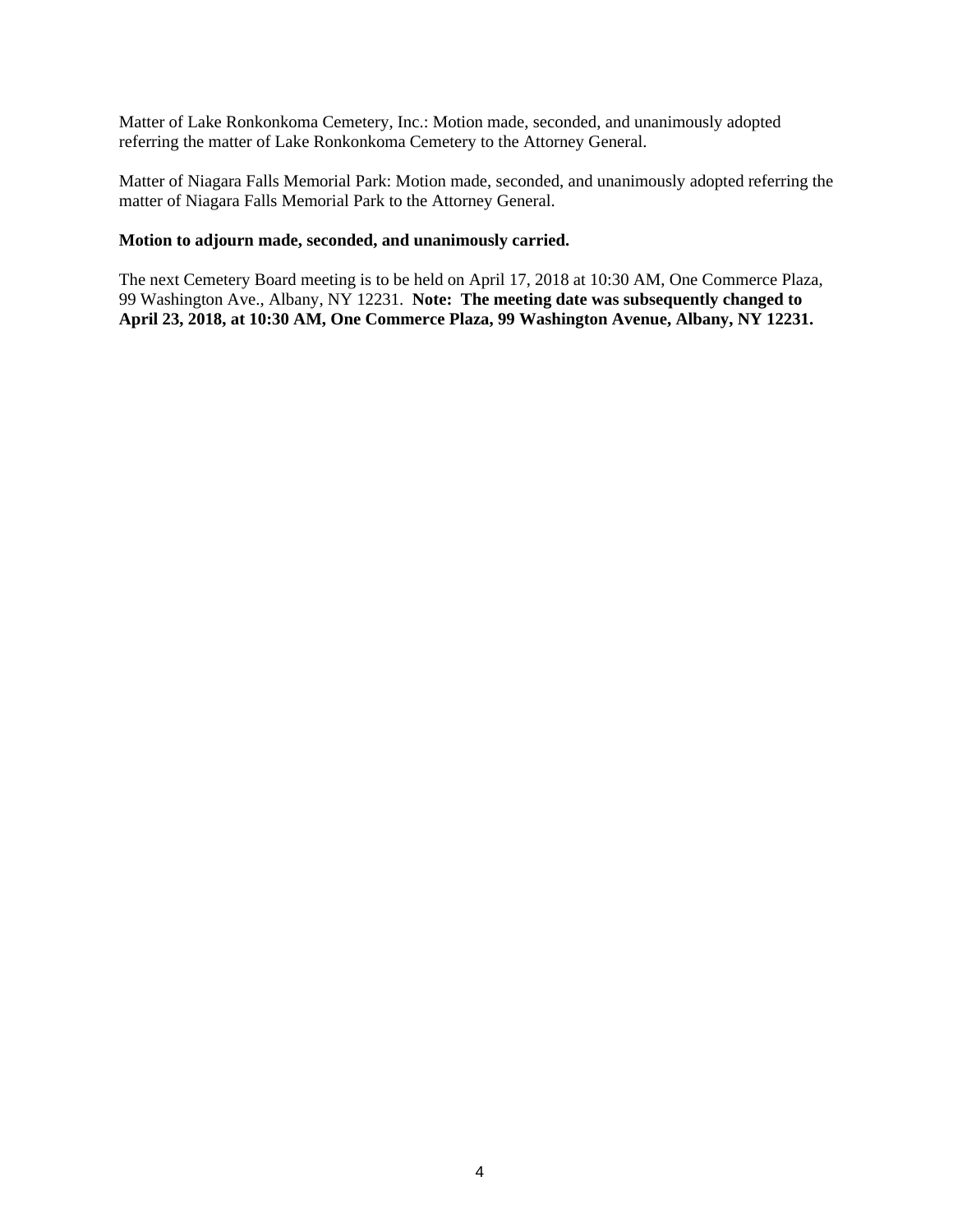Matter of Lake Ronkonkoma Cemetery, Inc.: Motion made, seconded, and unanimously adopted referring the matter of Lake Ronkonkoma Cemetery to the Attorney General.

Matter of Niagara Falls Memorial Park: Motion made, seconded, and unanimously adopted referring the matter of Niagara Falls Memorial Park to the Attorney General.

**Motion to adjourn made, seconded, and unanimously carried.**

The next Cemetery Board meeting is to be held on April 17, 2018 at 10:30 AM, One Commerce Plaza, 99 Washington Ave., Albany, NY 12231. **Note: The meeting date was subsequently changed to April 23, 2018, at 10:30 AM, One Commerce Plaza, 99 Washington Avenue, Albany, NY 12231.**